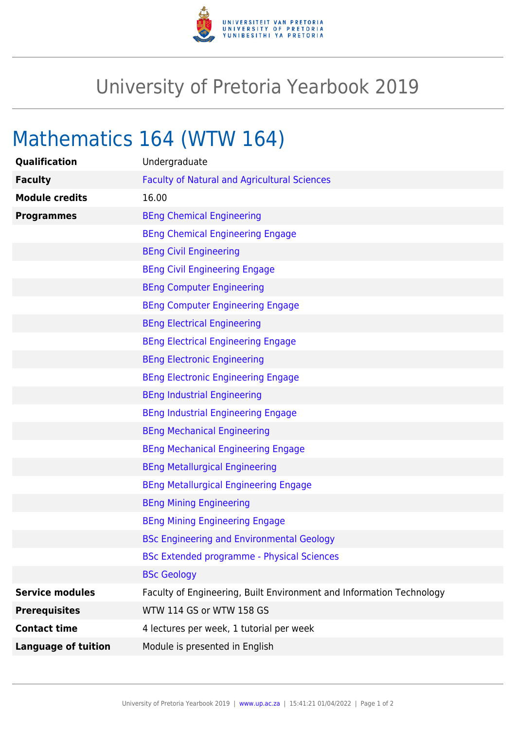# University of Pretoria Yearbook 2019

## Mathematics 164 (WTW 164)

| | |
|---|---|
| **Qualification** | Undergraduate |
| **Faculty** | Faculty of Natural and Agricultural Sciences |
| **Module credits** | 16.00 |
| **Programmes** | BEng Chemical Engineering |
| | BEng Chemical Engineering Engage |
| | BEng Civil Engineering |
| | BEng Civil Engineering Engage |
| | BEng Computer Engineering |
| | BEng Computer Engineering Engage |
| | BEng Electrical Engineering |
| | BEng Electrical Engineering Engage |
| | BEng Electronic Engineering |
| | BEng Electronic Engineering Engage |
| | BEng Industrial Engineering |
| | BEng Industrial Engineering Engage |
| | BEng Mechanical Engineering |
| | BEng Mechanical Engineering Engage |
| | BEng Metallurgical Engineering |
| | BEng Metallurgical Engineering Engage |
| | BEng Mining Engineering |
| | BEng Mining Engineering Engage |
| | BSc Engineering and Environmental Geology |
| | BSc Extended programme - Physical Sciences |
| | BSc Geology |
| **Service modules** | Faculty of Engineering, Built Environment and Information Technology |
| **Prerequisites** | WTW 114 GS or WTW 158 GS |
| **Contact time** | 4 lectures per week, 1 tutorial per week |
| **Language of tuition** | Module is presented in English |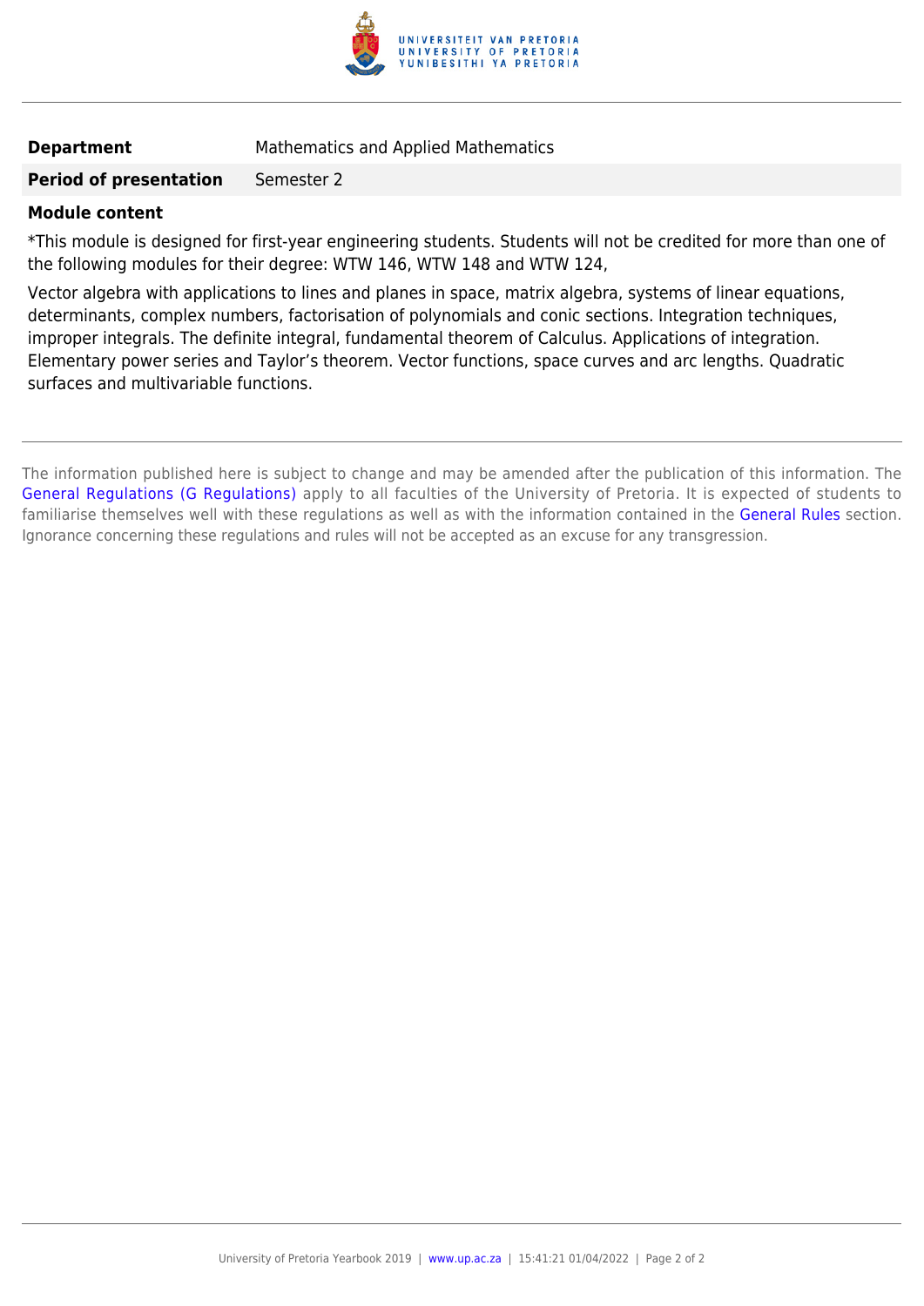| | |
|---|---|
| **Department** | Mathematics and Applied Mathematics |
| **Period of presentation** | Semester 2 |

**Module content**

*This module is designed for first-year engineering students. Students will not be credited for more than one of the following modules for their degree: WTW 146, WTW 148 and WTW 124,

Vector algebra with applications to lines and planes in space, matrix algebra, systems of linear equations, determinants, complex numbers, factorisation of polynomials and conic sections. Integration techniques, improper integrals. The definite integral, fundamental theorem of Calculus. Applications of integration. Elementary power series and Taylor's theorem. Vector functions, space curves and arc lengths. Quadratic surfaces and multivariable functions.

The information published here is subject to change and may be amended after the publication of this information. The General Regulations (G Regulations) apply to all faculties of the University of Pretoria. It is expected of students to familiarise themselves well with these regulations as well as with the information contained in the General Rules section. Ignorance concerning these regulations and rules will not be accepted as an excuse for any transgression.